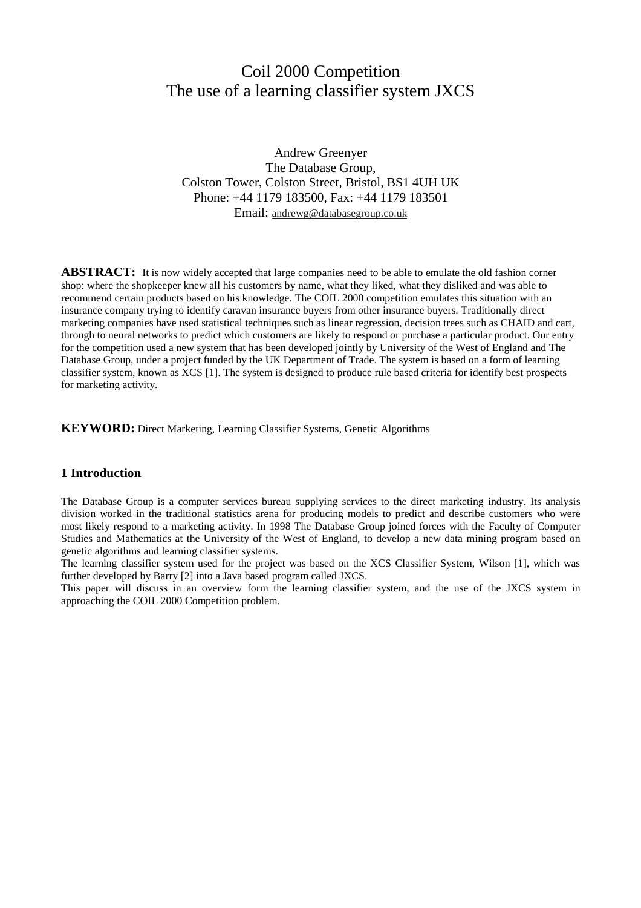# Coil 2000 Competition
# The use of a learning classifier system JXCS

Andrew Greenyer
The Database Group,
Colston Tower, Colston Street, Bristol, BS1 4UH UK
Phone: +44 1179 183500, Fax: +44 1179 183501
Email: andrewg@databasegroup.co.uk

**ABSTRACT:** It is now widely accepted that large companies need to be able to emulate the old fashion corner shop: where the shopkeeper knew all his customers by name, what they liked, what they disliked and was able to recommend certain products based on his knowledge. The COIL 2000 competition emulates this situation with an insurance company trying to identify caravan insurance buyers from other insurance buyers. Traditionally direct marketing companies have used statistical techniques such as linear regression, decision trees such as CHAID and cart, through to neural networks to predict which customers are likely to respond or purchase a particular product. Our entry for the competition used a new system that has been developed jointly by University of the West of England and The Database Group, under a project funded by the UK Department of Trade. The system is based on a form of learning classifier system, known as XCS [1]. The system is designed to produce rule based criteria for identify best prospects for marketing activity.

**KEYWORD:** Direct Marketing, Learning Classifier Systems, Genetic Algorithms

## 1 Introduction

The Database Group is a computer services bureau supplying services to the direct marketing industry. Its analysis division worked in the traditional statistics arena for producing models to predict and describe customers who were most likely respond to a marketing activity. In 1998 The Database Group joined forces with the Faculty of Computer Studies and Mathematics at the University of the West of England, to develop a new data mining program based on genetic algorithms and learning classifier systems.

The learning classifier system used for the project was based on the XCS Classifier System, Wilson [1], which was further developed by Barry [2] into a Java based program called JXCS.

This paper will discuss in an overview form the learning classifier system, and the use of the JXCS system in approaching the COIL 2000 Competition problem.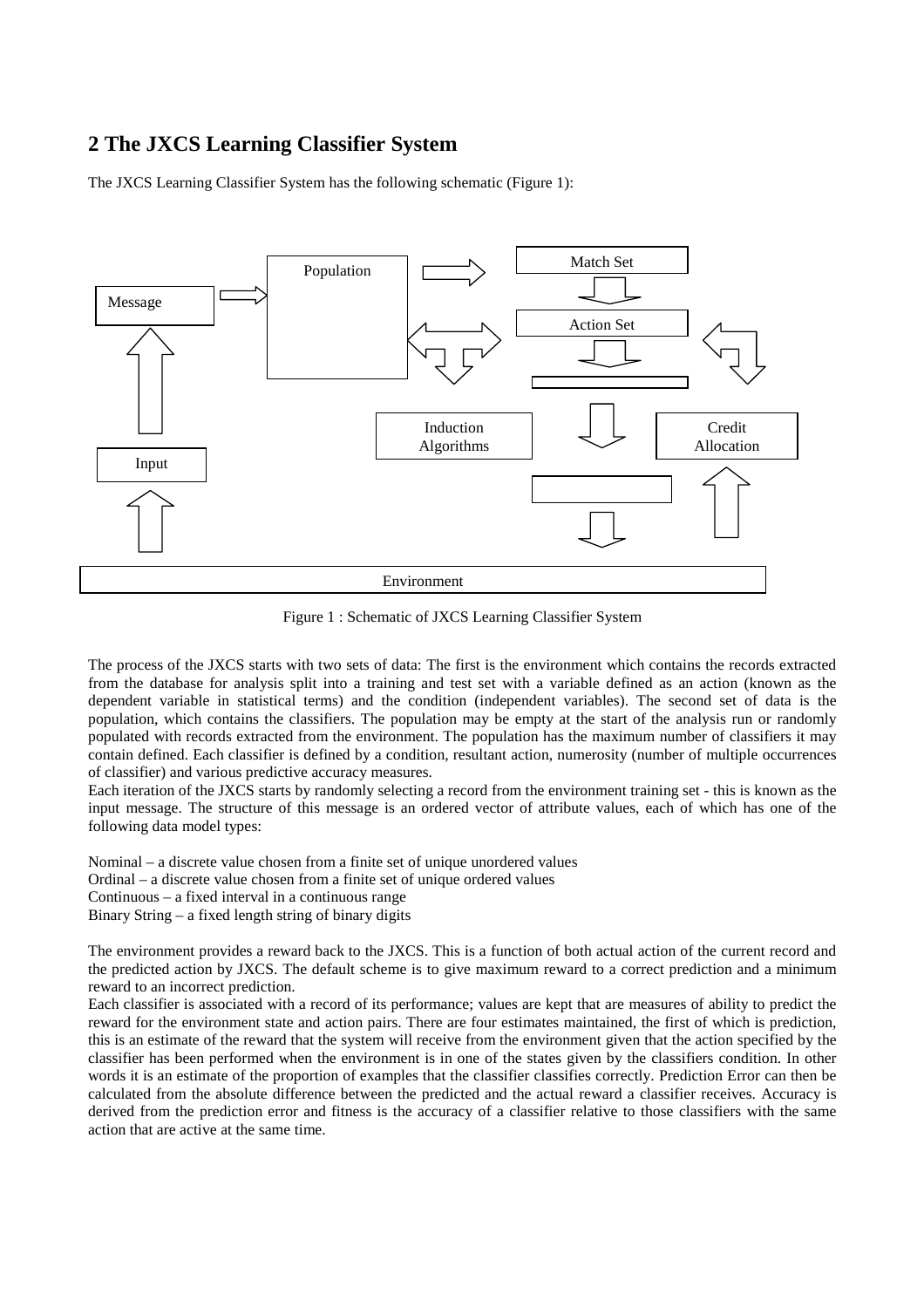## 2 The JXCS Learning Classifier System

The JXCS Learning Classifier System has the following schematic (Figure 1):

Population

Match Set

Message

Action Set

Induction Algorithms

Credit Allocation

Input

Environment

Figure 1 : Schematic of JXCS Learning Classifier System

The process of the JXCS starts with two sets of data: The first is the environment which contains the records extracted from the database for analysis split into a training and test set with a variable defined as an action (known as the dependent variable in statistical terms) and the condition (independent variables). The second set of data is the population, which contains the classifiers. The population may be empty at the start of the analysis run or randomly populated with records extracted from the environment. The population has the maximum number of classifiers it may contain defined. Each classifier is defined by a condition, resultant action, numerosity (number of multiple occurrences of classifier) and various predictive accuracy measures.

Each iteration of the JXCS starts by randomly selecting a record from the environment training set - this is known as the input message. The structure of this message is an ordered vector of attribute values, each of which has one of the following data model types:

Nominal – a discrete value chosen from a finite set of unique unordered values
Ordinal – a discrete value chosen from a finite set of unique ordered values
Continuous – a fixed interval in a continuous range
Binary String – a fixed length string of binary digits

The environment provides a reward back to the JXCS. This is a function of both actual action of the current record and the predicted action by JXCS. The default scheme is to give maximum reward to a correct prediction and a minimum reward to an incorrect prediction.

Each classifier is associated with a record of its performance; values are kept that are measures of ability to predict the reward for the environment state and action pairs. There are four estimates maintained, the first of which is prediction, this is an estimate of the reward that the system will receive from the environment given that the action specified by the classifier has been performed when the environment is in one of the states given by the classifiers condition. In other words it is an estimate of the proportion of examples that the classifier classifies correctly. Prediction Error can then be calculated from the absolute difference between the predicted and the actual reward a classifier receives. Accuracy is derived from the prediction error and fitness is the accuracy of a classifier relative to those classifiers with the same action that are active at the same time.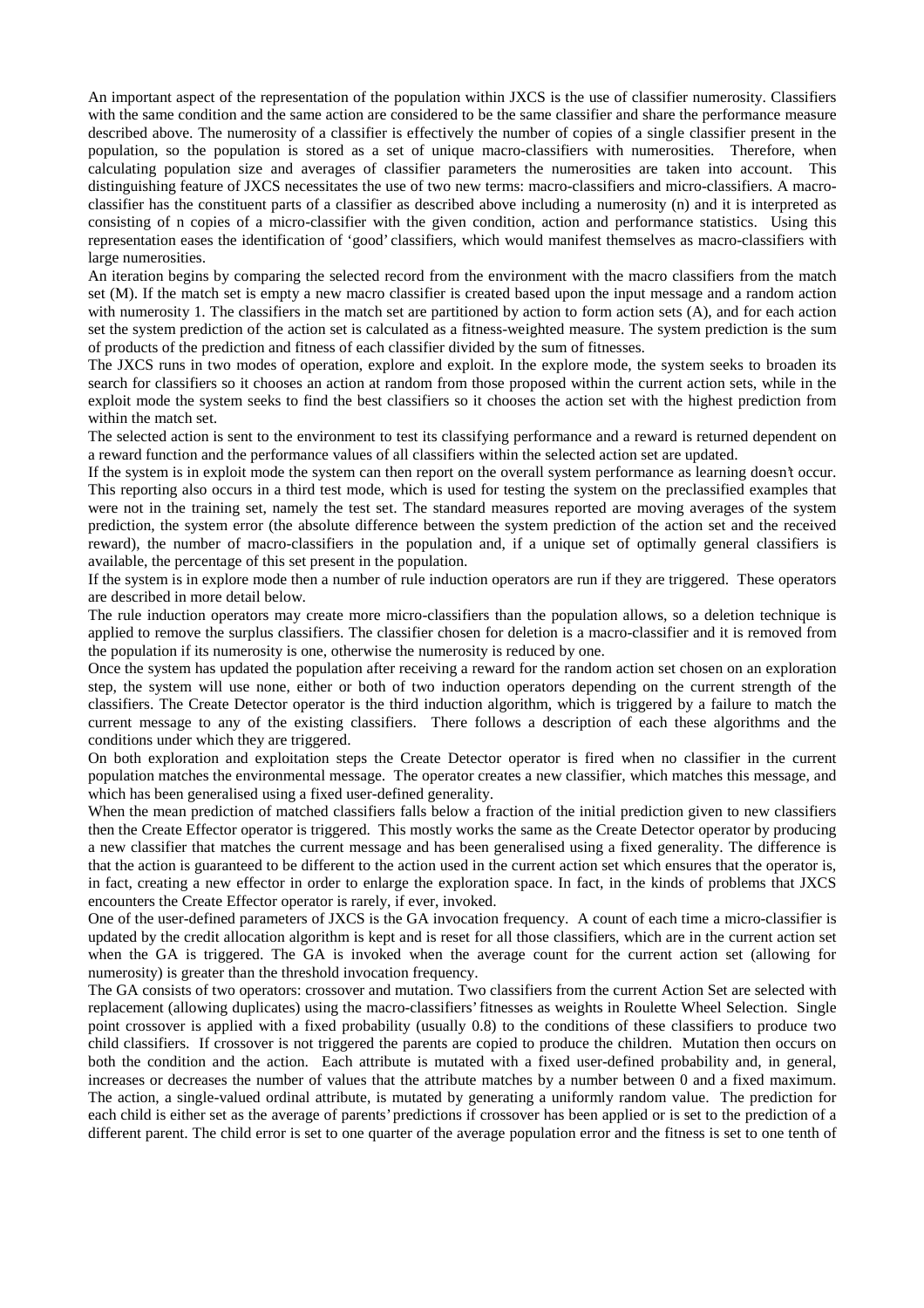An important aspect of the representation of the population within JXCS is the use of classifier numerosity. Classifiers with the same condition and the same action are considered to be the same classifier and share the performance measure described above. The numerosity of a classifier is effectively the number of copies of a single classifier present in the population, so the population is stored as a set of unique macro-classifiers with numerosities. Therefore, when calculating population size and averages of classifier parameters the numerosities are taken into account. This distinguishing feature of JXCS necessitates the use of two new terms: macro-classifiers and micro-classifiers. A macro-classifier has the constituent parts of a classifier as described above including a numerosity (n) and it is interpreted as consisting of n copies of a micro-classifier with the given condition, action and performance statistics. Using this representation eases the identification of 'good' classifiers, which would manifest themselves as macro-classifiers with large numerosities.

An iteration begins by comparing the selected record from the environment with the macro classifiers from the match set (M). If the match set is empty a new macro classifier is created based upon the input message and a random action with numerosity 1. The classifiers in the match set are partitioned by action to form action sets (A), and for each action set the system prediction of the action set is calculated as a fitness-weighted measure. The system prediction is the sum of products of the prediction and fitness of each classifier divided by the sum of fitnesses.

The JXCS runs in two modes of operation, explore and exploit. In the explore mode, the system seeks to broaden its search for classifiers so it chooses an action at random from those proposed within the current action sets, while in the exploit mode the system seeks to find the best classifiers so it chooses the action set with the highest prediction from within the match set.

The selected action is sent to the environment to test its classifying performance and a reward is returned dependent on a reward function and the performance values of all classifiers within the selected action set are updated.

If the system is in exploit mode the system can then report on the overall system performance as learning doesn't occur. This reporting also occurs in a third test mode, which is used for testing the system on the preclassified examples that were not in the training set, namely the test set. The standard measures reported are moving averages of the system prediction, the system error (the absolute difference between the system prediction of the action set and the received reward), the number of macro-classifiers in the population and, if a unique set of optimally general classifiers is available, the percentage of this set present in the population.

If the system is in explore mode then a number of rule induction operators are run if they are triggered. These operators are described in more detail below.

The rule induction operators may create more micro-classifiers than the population allows, so a deletion technique is applied to remove the surplus classifiers. The classifier chosen for deletion is a macro-classifier and it is removed from the population if its numerosity is one, otherwise the numerosity is reduced by one.

Once the system has updated the population after receiving a reward for the random action set chosen on an exploration step, the system will use none, either or both of two induction operators depending on the current strength of the classifiers. The Create Detector operator is the third induction algorithm, which is triggered by a failure to match the current message to any of the existing classifiers. There follows a description of each these algorithms and the conditions under which they are triggered.

On both exploration and exploitation steps the Create Detector operator is fired when no classifier in the current population matches the environmental message. The operator creates a new classifier, which matches this message, and which has been generalised using a fixed user-defined generality.

When the mean prediction of matched classifiers falls below a fraction of the initial prediction given to new classifiers then the Create Effector operator is triggered. This mostly works the same as the Create Detector operator by producing a new classifier that matches the current message and has been generalised using a fixed generality. The difference is that the action is guaranteed to be different to the action used in the current action set which ensures that the operator is, in fact, creating a new effector in order to enlarge the exploration space. In fact, in the kinds of problems that JXCS encounters the Create Effector operator is rarely, if ever, invoked.

One of the user-defined parameters of JXCS is the GA invocation frequency. A count of each time a micro-classifier is updated by the credit allocation algorithm is kept and is reset for all those classifiers, which are in the current action set when the GA is triggered. The GA is invoked when the average count for the current action set (allowing for numerosity) is greater than the threshold invocation frequency.

The GA consists of two operators: crossover and mutation. Two classifiers from the current Action Set are selected with replacement (allowing duplicates) using the macro-classifiers' fitnesses as weights in Roulette Wheel Selection. Single point crossover is applied with a fixed probability (usually 0.8) to the conditions of these classifiers to produce two child classifiers. If crossover is not triggered the parents are copied to produce the children. Mutation then occurs on both the condition and the action. Each attribute is mutated with a fixed user-defined probability and, in general, increases or decreases the number of values that the attribute matches by a number between 0 and a fixed maximum. The action, a single-valued ordinal attribute, is mutated by generating a uniformly random value. The prediction for each child is either set as the average of parents' predictions if crossover has been applied or is set to the prediction of a different parent. The child error is set to one quarter of the average population error and the fitness is set to one tenth of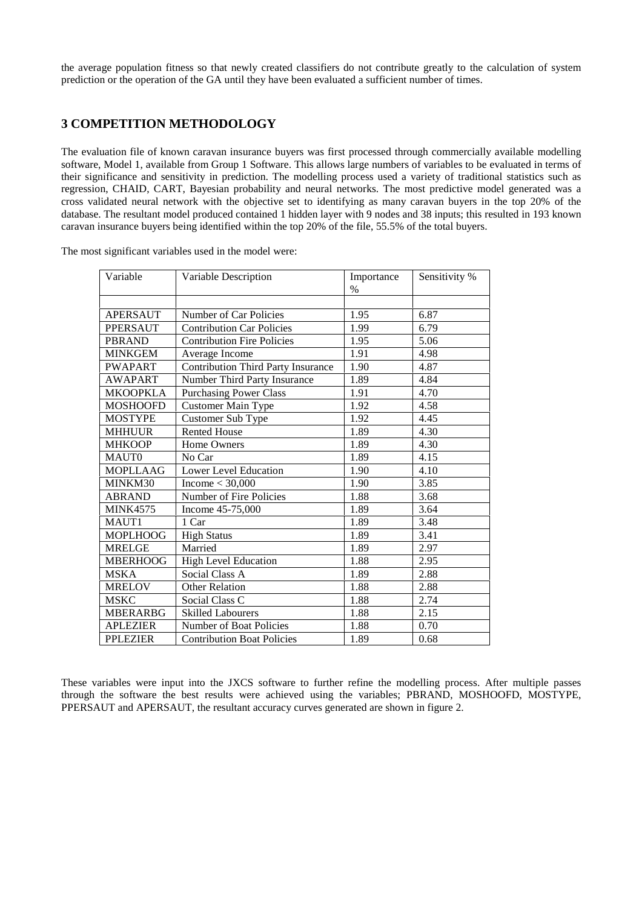the average population fitness so that newly created classifiers do not contribute greatly to the calculation of system prediction or the operation of the GA until they have been evaluated a sufficient number of times.

## 3 COMPETITION METHODOLOGY

The evaluation file of known caravan insurance buyers was first processed through commercially available modelling software, Model 1, available from Group 1 Software. This allows large numbers of variables to be evaluated in terms of their significance and sensitivity in prediction. The modelling process used a variety of traditional statistics such as regression, CHAID, CART, Bayesian probability and neural networks. The most predictive model generated was a cross validated neural network with the objective set to identifying as many caravan buyers in the top 20% of the database. The resultant model produced contained 1 hidden layer with 9 nodes and 38 inputs; this resulted in 193 known caravan insurance buyers being identified within the top 20% of the file, 55.5% of the total buyers.

The most significant variables used in the model were:

| Variable | Variable Description | Importance % | Sensitivity % |
|---|---|---|---|
| | | | |
| APERSAUT | Number of Car Policies | 1.95 | 6.87 |
| PPERSAUT | Contribution Car Policies | 1.99 | 6.79 |
| PBRAND | Contribution Fire Policies | 1.95 | 5.06 |
| MINKGEM | Average Income | 1.91 | 4.98 |
| PWAPART | Contribution Third Party Insurance | 1.90 | 4.87 |
| AWAPART | Number Third Party Insurance | 1.89 | 4.84 |
| MKOOPKLA | Purchasing Power Class | 1.91 | 4.70 |
| MOSHOOFD | Customer Main Type | 1.92 | 4.58 |
| MOSTYPE | Customer Sub Type | 1.92 | 4.45 |
| MHHUUR | Rented House | 1.89 | 4.30 |
| MHKOOP | Home Owners | 1.89 | 4.30 |
| MAUT0 | No Car | 1.89 | 4.15 |
| MOPLLAAG | Lower Level Education | 1.90 | 4.10 |
| MINKM30 | Income < 30,000 | 1.90 | 3.85 |
| ABRAND | Number of Fire Policies | 1.88 | 3.68 |
| MINK4575 | Income 45-75,000 | 1.89 | 3.64 |
| MAUT1 | 1 Car | 1.89 | 3.48 |
| MOPLHOOG | High Status | 1.89 | 3.41 |
| MRELGE | Married | 1.89 | 2.97 |
| MBERHOOG | High Level Education | 1.88 | 2.95 |
| MSKA | Social Class A | 1.89 | 2.88 |
| MRELOV | Other Relation | 1.88 | 2.88 |
| MSKC | Social Class C | 1.88 | 2.74 |
| MBERARBG | Skilled Labourers | 1.88 | 2.15 |
| APLEZIER | Number of Boat Policies | 1.88 | 0.70 |
| PPLEZIER | Contribution Boat Policies | 1.89 | 0.68 |

These variables were input into the JXCS software to further refine the modelling process. After multiple passes through the software the best results were achieved using the variables; PBRAND, MOSHOOFD, MOSTYPE, PPERSAUT and APERSAUT, the resultant accuracy curves generated are shown in figure 2.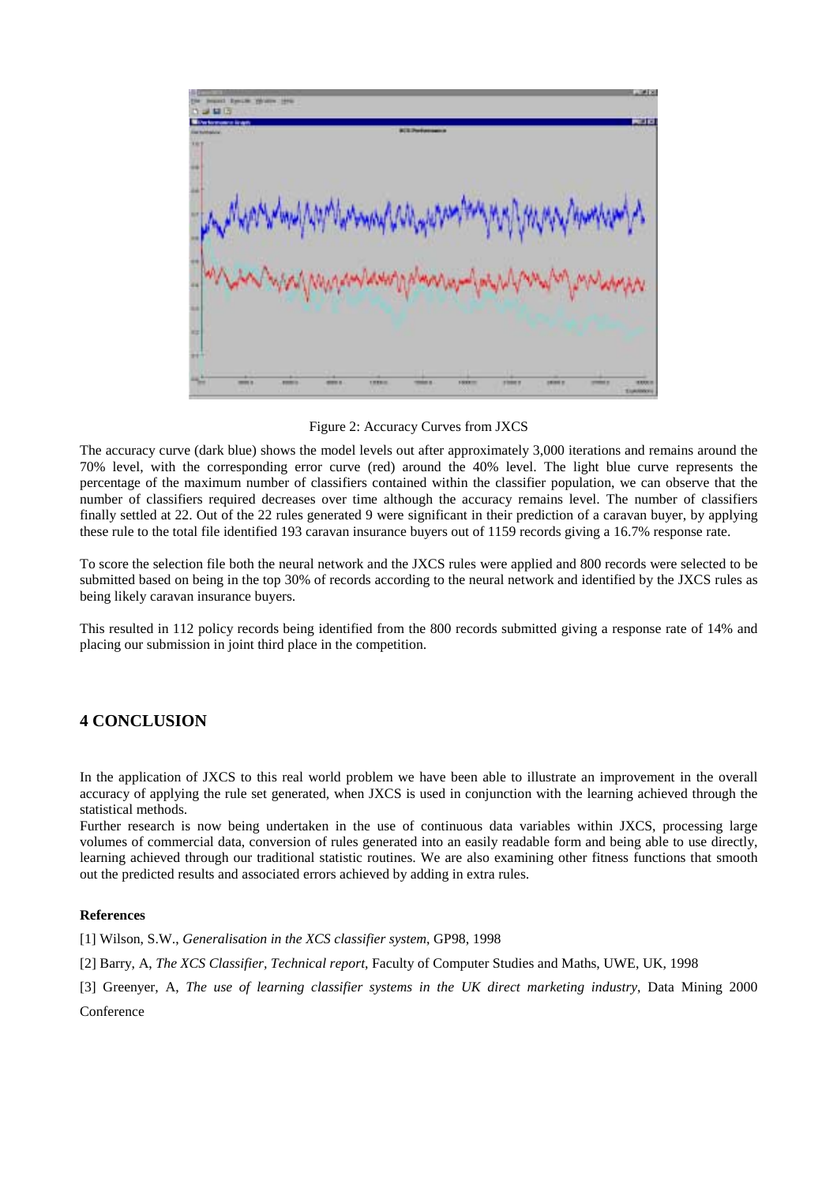Figure 2: Accuracy Curves from JXCS

The accuracy curve (dark blue) shows the model levels out after approximately 3,000 iterations and remains around the 70% level, with the corresponding error curve (red) around the 40% level. The light blue curve represents the percentage of the maximum number of classifiers contained within the classifier population, we can observe that the number of classifiers required decreases over time although the accuracy remains level. The number of classifiers finally settled at 22. Out of the 22 rules generated 9 were significant in their prediction of a caravan buyer, by applying these rule to the total file identified 193 caravan insurance buyers out of 1159 records giving a 16.7% response rate.

To score the selection file both the neural network and the JXCS rules were applied and 800 records were selected to be submitted based on being in the top 30% of records according to the neural network and identified by the JXCS rules as being likely caravan insurance buyers.

This resulted in 112 policy records being identified from the 800 records submitted giving a response rate of 14% and placing our submission in joint third place in the competition.

## 4 CONCLUSION

In the application of JXCS to this real world problem we have been able to illustrate an improvement in the overall accuracy of applying the rule set generated, when JXCS is used in conjunction with the learning achieved through the statistical methods.

Further research is now being undertaken in the use of continuous data variables within JXCS, processing large volumes of commercial data, conversion of rules generated into an easily readable form and being able to use directly, learning achieved through our traditional statistic routines. We are also examining other fitness functions that smooth out the predicted results and associated errors achieved by adding in extra rules.

**References**

[1] Wilson, S.W., *Generalisation in the XCS classifier system*, GP98, 1998

[2] Barry, A, *The XCS Classifier*, *Technical report*, Faculty of Computer Studies and Maths, UWE, UK, 1998

[3] Greenyer, A, *The use of learning classifier systems in the UK direct marketing industry*, Data Mining 2000 Conference